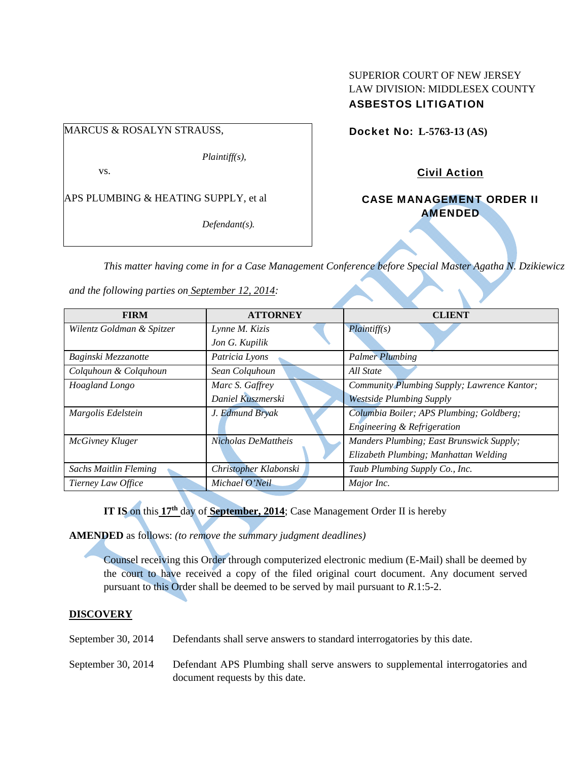SUPERIOR COURT OF NEW JERSEY
LAW DIVISION: MIDDLESEX COUNTY
**ASBESTOS LITIGATION**

MARCUS & ROSALYN STRAUSS,

*Plaintiff(s),*

vs.

APS PLUMBING & HEATING SUPPLY, et al

*Defendant(s).*

**Docket No: L-5763-13 (AS)**

**Civil Action**

**CASE MANAGEMENT ORDER II AMENDED**

*This matter having come in for a Case Management Conference before Special Master Agatha N. Dzikiewicz and the following parties on September 12, 2014:*

| FIRM | ATTORNEY | CLIENT |
|---|---|---|
| *Wilentz Goldman & Spitzer* | *Lynne M. Kizis*<br>*Jon G. Kupilik* | *Plaintiff(s)* |
| *Baginski Mezzanotte* | *Patricia Lyons* | *Palmer Plumbing* |
| *Colquhoun & Colquhoun* | *Sean Colquhoun* | *All State* |
| *Hoagland Longo* | *Marc S. Gaffrey*<br>*Daniel Kuszmerski* | *Community Plumbing Supply; Lawrence Kantor; Westside Plumbing Supply* |
| *Margolis Edelstein* | *J. Edmund Bryak* | *Columbia Boiler; APS Plumbing; Goldberg; Engineering & Refrigeration* |
| *McGivney Kluger* | *Nicholas DeMattheis* | *Manders Plumbing; East Brunswick Supply; Elizabeth Plumbing; Manhattan Welding* |
| *Sachs Maitlin Fleming* | *Christopher Klabonski* | *Taub Plumbing Supply Co., Inc.* |
| *Tierney Law Office* | *Michael O'Neil* | *Major Inc.* |

**IT IS** on this **17th** day of **September, 2014**; Case Management Order II is hereby **AMENDED** as follows: *(to remove the summary judgment deadlines)*

Counsel receiving this Order through computerized electronic medium (E-Mail) shall be deemed by the court to have received a copy of the filed original court document. Any document served pursuant to this Order shall be deemed to be served by mail pursuant to *R*.1:5-2.

## DISCOVERY

September 30, 2014 — Defendants shall serve answers to standard interrogatories by this date.

September 30, 2014 — Defendant APS Plumbing shall serve answers to supplemental interrogatories and document requests by this date.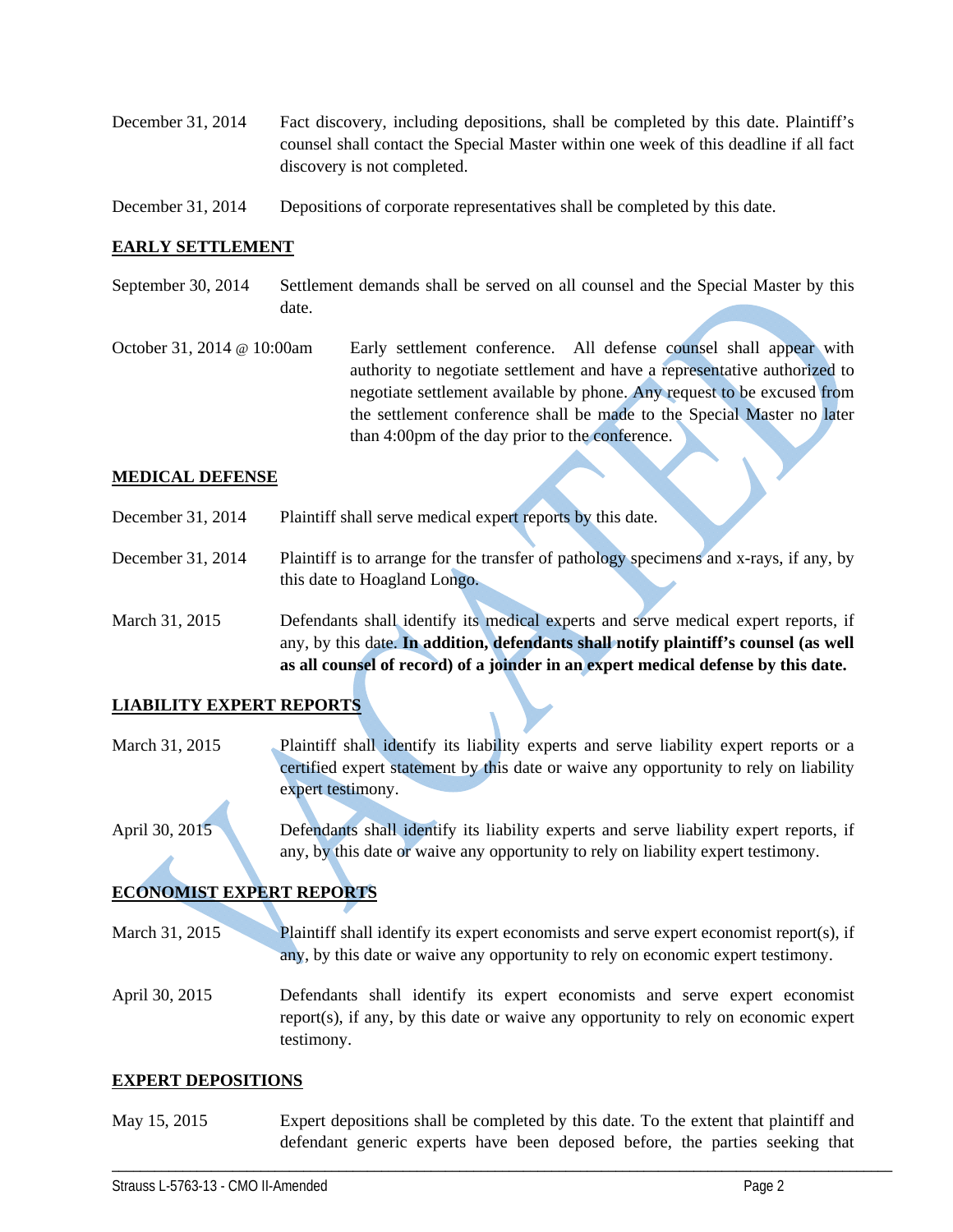December 31, 2014 Fact discovery, including depositions, shall be completed by this date. Plaintiff's counsel shall contact the Special Master within one week of this deadline if all fact discovery is not completed.

December 31, 2014 Depositions of corporate representatives shall be completed by this date.

**EARLY SETTLEMENT**

September 30, 2014 Settlement demands shall be served on all counsel and the Special Master by this date.

October 31, 2014 @ 10:00am Early settlement conference. All defense counsel shall appear with authority to negotiate settlement and have a representative authorized to negotiate settlement available by phone. Any request to be excused from the settlement conference shall be made to the Special Master no later than 4:00pm of the day prior to the conference.

**MEDICAL DEFENSE**

December 31, 2014 Plaintiff shall serve medical expert reports by this date.

December 31, 2014 Plaintiff is to arrange for the transfer of pathology specimens and x-rays, if any, by this date to Hoagland Longo.

March 31, 2015 Defendants shall identify its medical experts and serve medical expert reports, if any, by this date. **In addition, defendants shall notify plaintiff's counsel (as well as all counsel of record) of a joinder in an expert medical defense by this date.**

**LIABILITY EXPERT REPORTS**

March 31, 2015 Plaintiff shall identify its liability experts and serve liability expert reports or a certified expert statement by this date or waive any opportunity to rely on liability expert testimony.

April 30, 2015 Defendants shall identify its liability experts and serve liability expert reports, if any, by this date or waive any opportunity to rely on liability expert testimony.

**ECONOMIST EXPERT REPORTS**

March 31, 2015 Plaintiff shall identify its expert economists and serve expert economist report(s), if any, by this date or waive any opportunity to rely on economic expert testimony.

April 30, 2015 Defendants shall identify its expert economists and serve expert economist report(s), if any, by this date or waive any opportunity to rely on economic expert testimony.

**EXPERT DEPOSITIONS**

May 15, 2015 Expert depositions shall be completed by this date. To the extent that plaintiff and defendant generic experts have been deposed before, the parties seeking that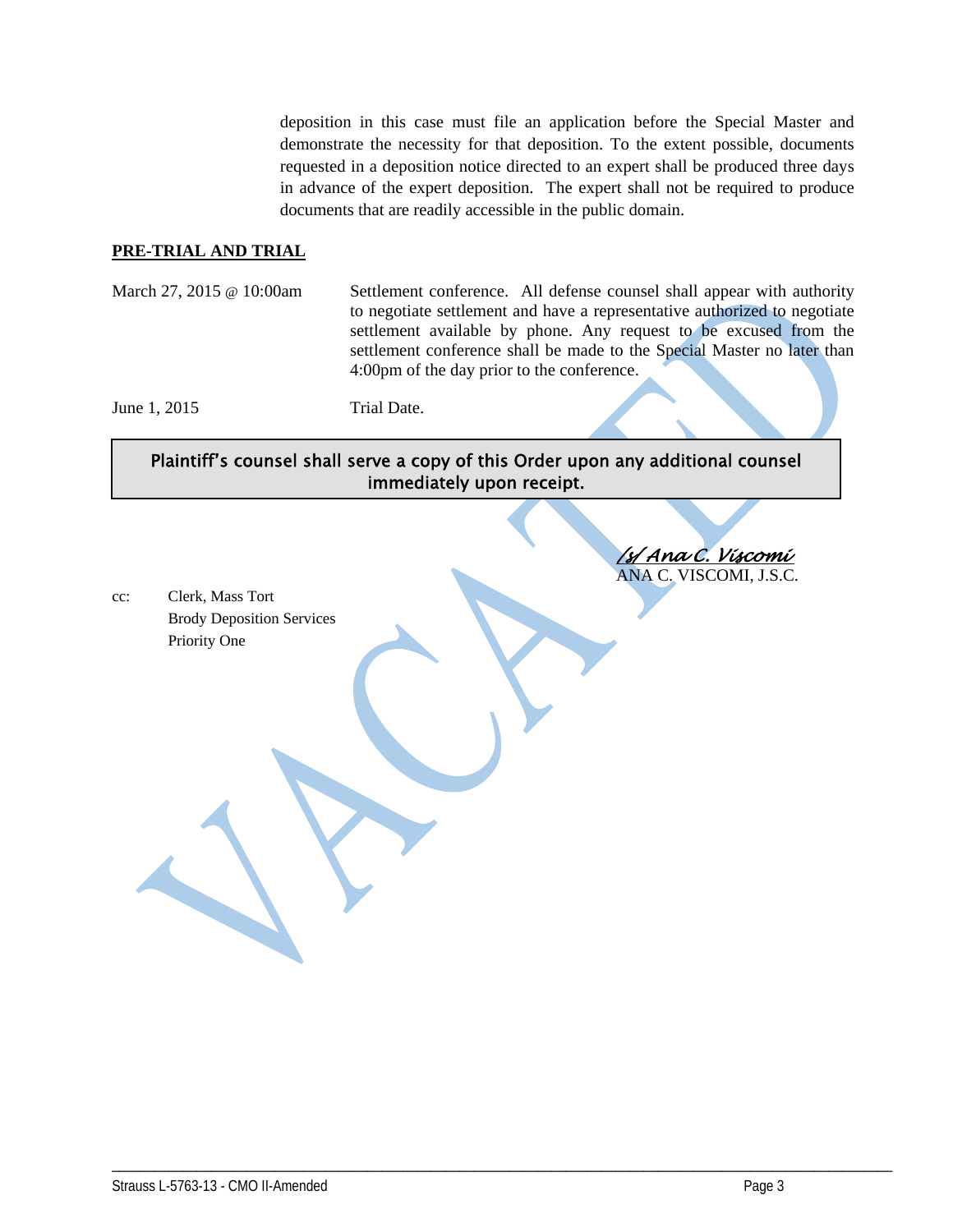deposition in this case must file an application before the Special Master and demonstrate the necessity for that deposition. To the extent possible, documents requested in a deposition notice directed to an expert shall be produced three days in advance of the expert deposition. The expert shall not be required to produce documents that are readily accessible in the public domain.

**PRE-TRIAL AND TRIAL**

| | |
|---|---|
| March 27, 2015 @ 10:00am | Settlement conference. All defense counsel shall appear with authority to negotiate settlement and have a representative authorized to negotiate settlement available by phone. Any request to be excused from the settlement conference shall be made to the Special Master no later than 4:00pm of the day prior to the conference. |
| June 1, 2015 | Trial Date. |

**Plaintiff's counsel shall serve a copy of this Order upon any additional counsel immediately upon receipt.**

/s/ Ana C. Viscomi
ANA C. VISCOMI, J.S.C.

cc: Clerk, Mass Tort
Brody Deposition Services
Priority One

VACATED